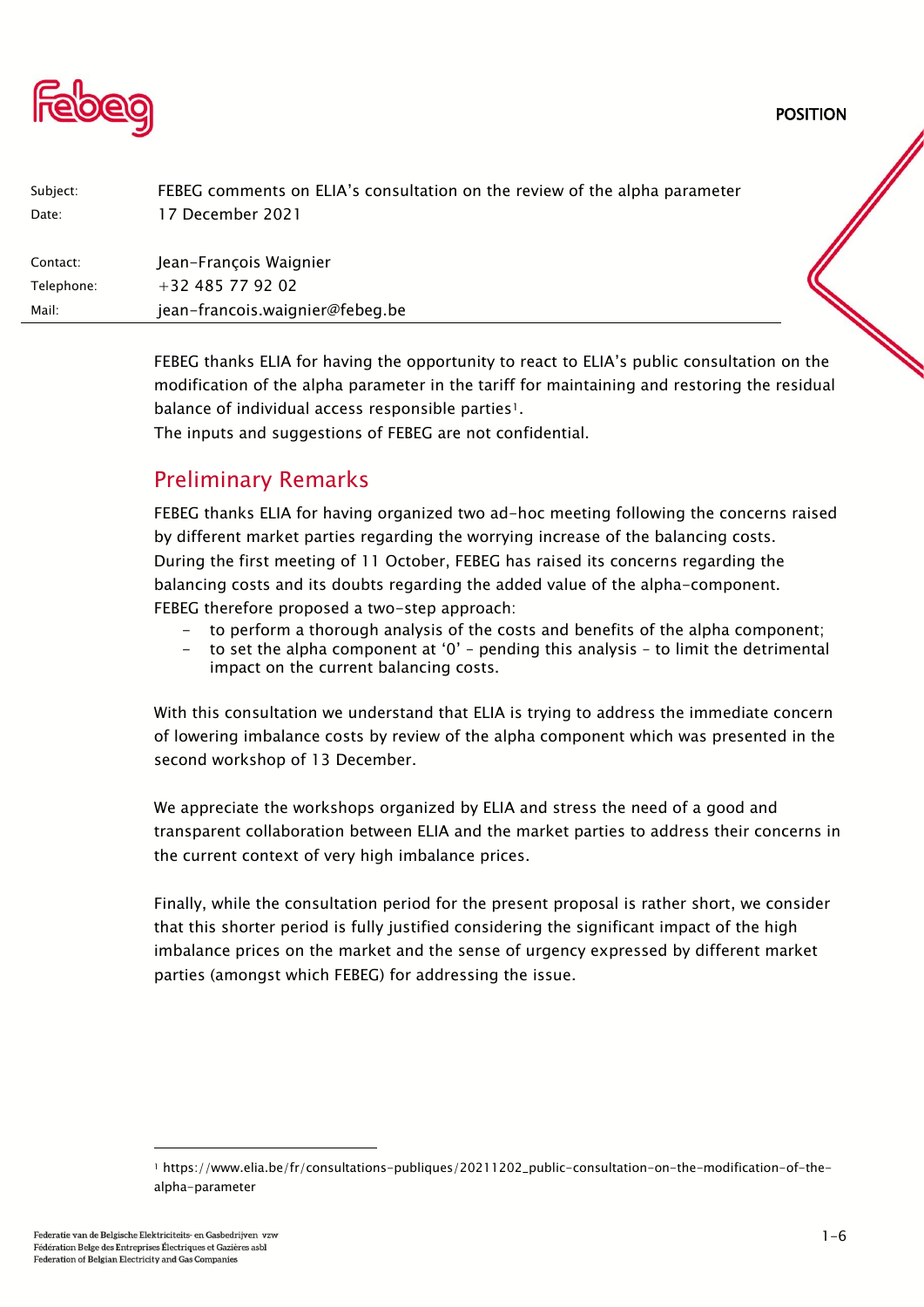POSITION

| | |
|---|---|
| Subject: | FEBEG comments on ELIA's consultation on the review of the alpha parameter |
| Date: | 17 December 2021 |
| | |
| Contact: | Jean-François Waignier |
| Telephone: | +32 485 77 92 02 |
| Mail: | jean-francois.waignier@febeg.be |

FEBEG thanks ELIA for having the opportunity to react to ELIA's public consultation on the modification of the alpha parameter in the tariff for maintaining and restoring the residual balance of individual access responsible parties[1].
The inputs and suggestions of FEBEG are not confidential.

## Preliminary Remarks

FEBEG thanks ELIA for having organized two ad-hoc meeting following the concerns raised by different market parties regarding the worrying increase of the balancing costs.
During the first meeting of 11 October, FEBEG has raised its concerns regarding the balancing costs and its doubts regarding the added value of the alpha-component.
FEBEG therefore proposed a two-step approach:

- to perform a thorough analysis of the costs and benefits of the alpha component;
- to set the alpha component at '0' – pending this analysis – to limit the detrimental impact on the current balancing costs.

With this consultation we understand that ELIA is trying to address the immediate concern of lowering imbalance costs by review of the alpha component which was presented in the second workshop of 13 December.

We appreciate the workshops organized by ELIA and stress the need of a good and transparent collaboration between ELIA and the market parties to address their concerns in the current context of very high imbalance prices.

Finally, while the consultation period for the present proposal is rather short, we consider that this shorter period is fully justified considering the significant impact of the high imbalance prices on the market and the sense of urgency expressed by different market parties (amongst which FEBEG) for addressing the issue.

[1] https://www.elia.be/fr/consultations-publiques/20211202_public-consultation-on-the-modification-of-the-alpha-parameter

Federatie van de Belgische Elektriciteits- en Gasbedrijven vzw
Fédération Belge des Entreprises Électriques et Gazières asbl
Federation of Belgian Electricity and Gas Companies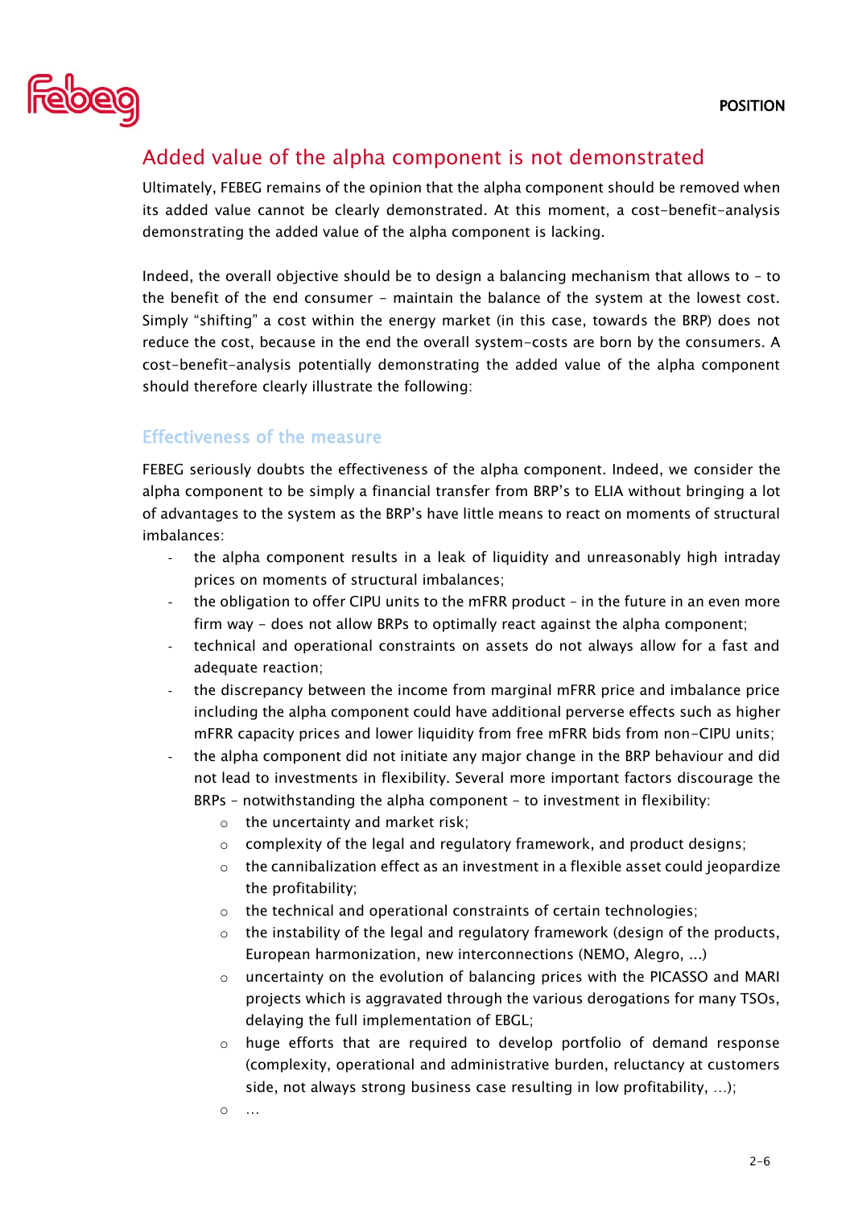## Added value of the alpha component is not demonstrated

Ultimately, FEBEG remains of the opinion that the alpha component should be removed when its added value cannot be clearly demonstrated. At this moment, a cost-benefit-analysis demonstrating the added value of the alpha component is lacking.

Indeed, the overall objective should be to design a balancing mechanism that allows to – to the benefit of the end consumer – maintain the balance of the system at the lowest cost. Simply "shifting" a cost within the energy market (in this case, towards the BRP) does not reduce the cost, because in the end the overall system-costs are born by the consumers. A cost-benefit-analysis potentially demonstrating the added value of the alpha component should therefore clearly illustrate the following:

### Effectiveness of the measure

FEBEG seriously doubts the effectiveness of the alpha component. Indeed, we consider the alpha component to be simply a financial transfer from BRP's to ELIA without bringing a lot of advantages to the system as the BRP's have little means to react on moments of structural imbalances:

- the alpha component results in a leak of liquidity and unreasonably high intraday prices on moments of structural imbalances;
- the obligation to offer CIPU units to the mFRR product – in the future in an even more firm way – does not allow BRPs to optimally react against the alpha component;
- technical and operational constraints on assets do not always allow for a fast and adequate reaction;
- the discrepancy between the income from marginal mFRR price and imbalance price including the alpha component could have additional perverse effects such as higher mFRR capacity prices and lower liquidity from free mFRR bids from non-CIPU units;
- the alpha component did not initiate any major change in the BRP behaviour and did not lead to investments in flexibility. Several more important factors discourage the BRPs – notwithstanding the alpha component – to investment in flexibility:
  - the uncertainty and market risk;
  - complexity of the legal and regulatory framework, and product designs;
  - the cannibalization effect as an investment in a flexible asset could jeopardize the profitability;
  - the technical and operational constraints of certain technologies;
  - the instability of the legal and regulatory framework (design of the products, European harmonization, new interconnections (NEMO, Alegro, …)
  - uncertainty on the evolution of balancing prices with the PICASSO and MARI projects which is aggravated through the various derogations for many TSOs, delaying the full implementation of EBGL;
  - huge efforts that are required to develop portfolio of demand response (complexity, operational and administrative burden, reluctancy at customers side, not always strong business case resulting in low profitability, …);
  - …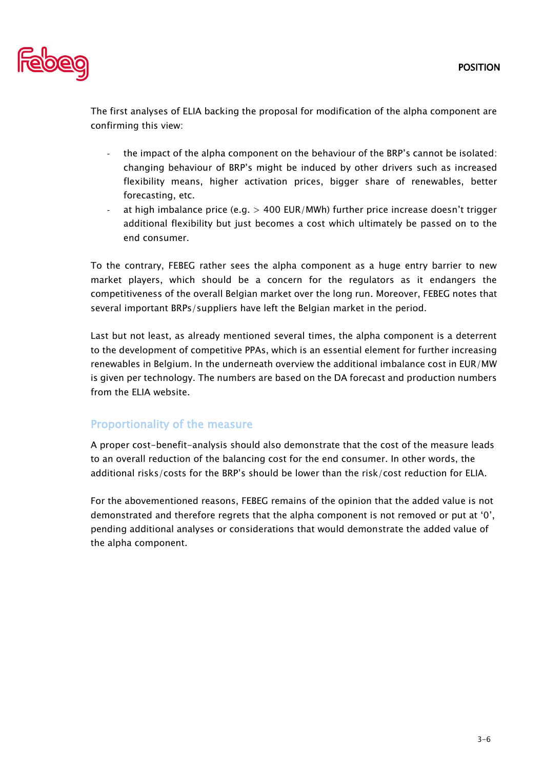The first analyses of ELIA backing the proposal for modification of the alpha component are confirming this view:

- the impact of the alpha component on the behaviour of the BRP's cannot be isolated: changing behaviour of BRP's might be induced by other drivers such as increased flexibility means, higher activation prices, bigger share of renewables, better forecasting, etc.
- at high imbalance price (e.g. > 400 EUR/MWh) further price increase doesn't trigger additional flexibility but just becomes a cost which ultimately be passed on to the end consumer.

To the contrary, FEBEG rather sees the alpha component as a huge entry barrier to new market players, which should be a concern for the regulators as it endangers the competitiveness of the overall Belgian market over the long run. Moreover, FEBEG notes that several important BRPs/suppliers have left the Belgian market in the period.

Last but not least, as already mentioned several times, the alpha component is a deterrent to the development of competitive PPAs, which is an essential element for further increasing renewables in Belgium. In the underneath overview the additional imbalance cost in EUR/MW is given per technology. The numbers are based on the DA forecast and production numbers from the ELIA website.

## Proportionality of the measure

A proper cost-benefit-analysis should also demonstrate that the cost of the measure leads to an overall reduction of the balancing cost for the end consumer. In other words, the additional risks/costs for the BRP's should be lower than the risk/cost reduction for ELIA.

For the abovementioned reasons, FEBEG remains of the opinion that the added value is not demonstrated and therefore regrets that the alpha component is not removed or put at '0', pending additional analyses or considerations that would demonstrate the added value of the alpha component.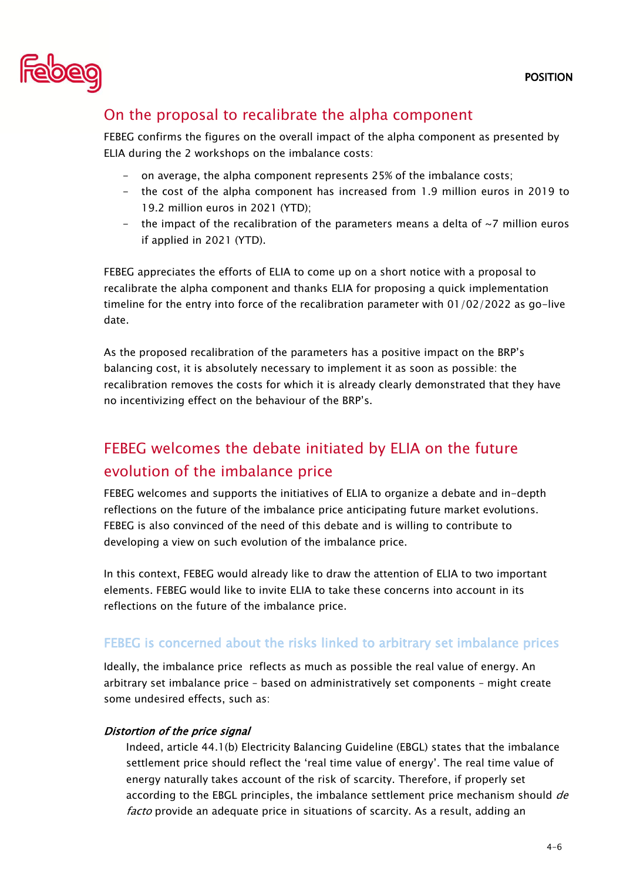## On the proposal to recalibrate the alpha component

FEBEG confirms the figures on the overall impact of the alpha component as presented by ELIA during the 2 workshops on the imbalance costs:

- on average, the alpha component represents 25% of the imbalance costs;
- the cost of the alpha component has increased from 1.9 million euros in 2019 to 19.2 million euros in 2021 (YTD);
- the impact of the recalibration of the parameters means a delta of ~7 million euros if applied in 2021 (YTD).

FEBEG appreciates the efforts of ELIA to come up on a short notice with a proposal to recalibrate the alpha component and thanks ELIA for proposing a quick implementation timeline for the entry into force of the recalibration parameter with 01/02/2022 as go-live date.

As the proposed recalibration of the parameters has a positive impact on the BRP's balancing cost, it is absolutely necessary to implement it as soon as possible: the recalibration removes the costs for which it is already clearly demonstrated that they have no incentivizing effect on the behaviour of the BRP's.

## FEBEG welcomes the debate initiated by ELIA on the future evolution of the imbalance price

FEBEG welcomes and supports the initiatives of ELIA to organize a debate and in-depth reflections on the future of the imbalance price anticipating future market evolutions. FEBEG is also convinced of the need of this debate and is willing to contribute to developing a view on such evolution of the imbalance price.

In this context, FEBEG would already like to draw the attention of ELIA to two important elements. FEBEG would like to invite ELIA to take these concerns into account in its reflections on the future of the imbalance price.

### FEBEG is concerned about the risks linked to arbitrary set imbalance prices

Ideally, the imbalance price reflects as much as possible the real value of energy. An arbitrary set imbalance price – based on administratively set components – might create some undesired effects, such as:

***Distortion of the price signal***

Indeed, article 44.1(b) Electricity Balancing Guideline (EBGL) states that the imbalance settlement price should reflect the 'real time value of energy'. The real time value of energy naturally takes account of the risk of scarcity. Therefore, if properly set according to the EBGL principles, the imbalance settlement price mechanism should *de facto* provide an adequate price in situations of scarcity. As a result, adding an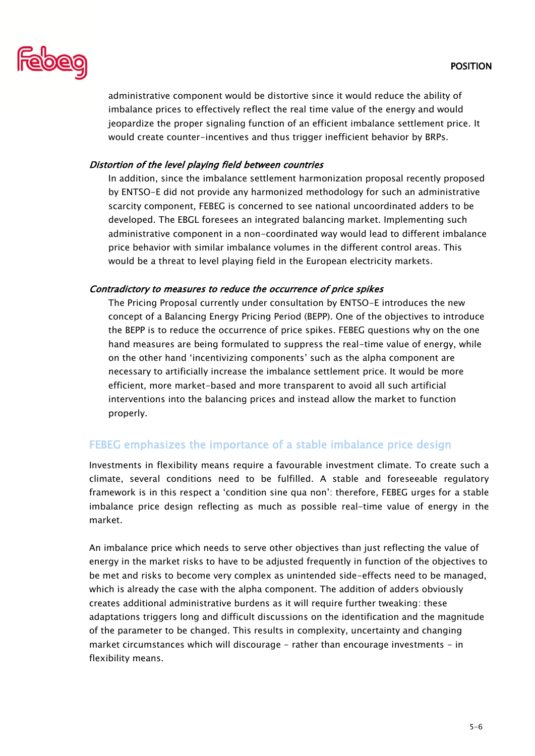administrative component would be distortive since it would reduce the ability of imbalance prices to effectively reflect the real time value of the energy and would jeopardize the proper signaling function of an efficient imbalance settlement price. It would create counter-incentives and thus trigger inefficient behavior by BRPs.

*Distortion of the level playing field between countries*

In addition, since the imbalance settlement harmonization proposal recently proposed by ENTSO-E did not provide any harmonized methodology for such an administrative scarcity component, FEBEG is concerned to see national uncoordinated adders to be developed. The EBGL foresees an integrated balancing market. Implementing such administrative component in a non-coordinated way would lead to different imbalance price behavior with similar imbalance volumes in the different control areas. This would be a threat to level playing field in the European electricity markets.

*Contradictory to measures to reduce the occurrence of price spikes*

The Pricing Proposal currently under consultation by ENTSO-E introduces the new concept of a Balancing Energy Pricing Period (BEPP). One of the objectives to introduce the BEPP is to reduce the occurrence of price spikes. FEBEG questions why on the one hand measures are being formulated to suppress the real-time value of energy, while on the other hand 'incentivizing components' such as the alpha component are necessary to artificially increase the imbalance settlement price. It would be more efficient, more market-based and more transparent to avoid all such artificial interventions into the balancing prices and instead allow the market to function properly.

## FEBEG emphasizes the importance of a stable imbalance price design

Investments in flexibility means require a favourable investment climate. To create such a climate, several conditions need to be fulfilled. A stable and foreseeable regulatory framework is in this respect a 'condition sine qua non': therefore, FEBEG urges for a stable imbalance price design reflecting as much as possible real-time value of energy in the market.

An imbalance price which needs to serve other objectives than just reflecting the value of energy in the market risks to have to be adjusted frequently in function of the objectives to be met and risks to become very complex as unintended side-effects need to be managed, which is already the case with the alpha component. The addition of adders obviously creates additional administrative burdens as it will require further tweaking: these adaptations triggers long and difficult discussions on the identification and the magnitude of the parameter to be changed. This results in complexity, uncertainty and changing market circumstances which will discourage - rather than encourage investments - in flexibility means.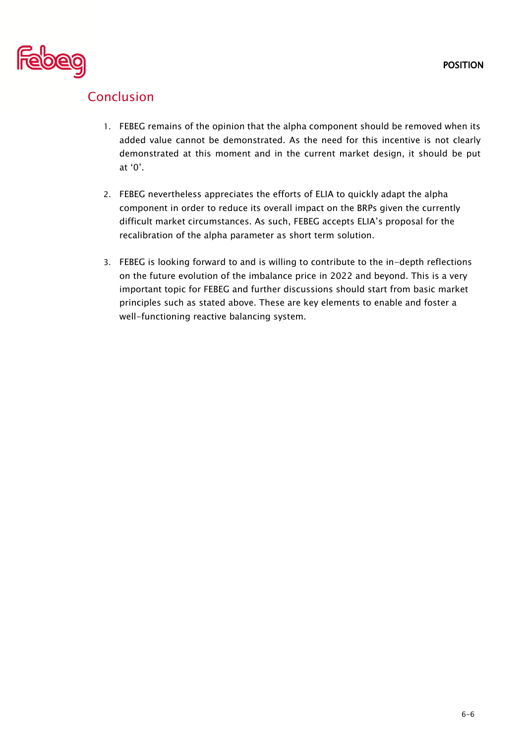## Conclusion

1. FEBEG remains of the opinion that the alpha component should be removed when its added value cannot be demonstrated. As the need for this incentive is not clearly demonstrated at this moment and in the current market design, it should be put at ‘0’.

2. FEBEG nevertheless appreciates the efforts of ELIA to quickly adapt the alpha component in order to reduce its overall impact on the BRPs given the currently difficult market circumstances. As such, FEBEG accepts ELIA’s proposal for the recalibration of the alpha parameter as short term solution.

3. FEBEG is looking forward to and is willing to contribute to the in-depth reflections on the future evolution of the imbalance price in 2022 and beyond. This is a very important topic for FEBEG and further discussions should start from basic market principles such as stated above. These are key elements to enable and foster a well-functioning reactive balancing system.